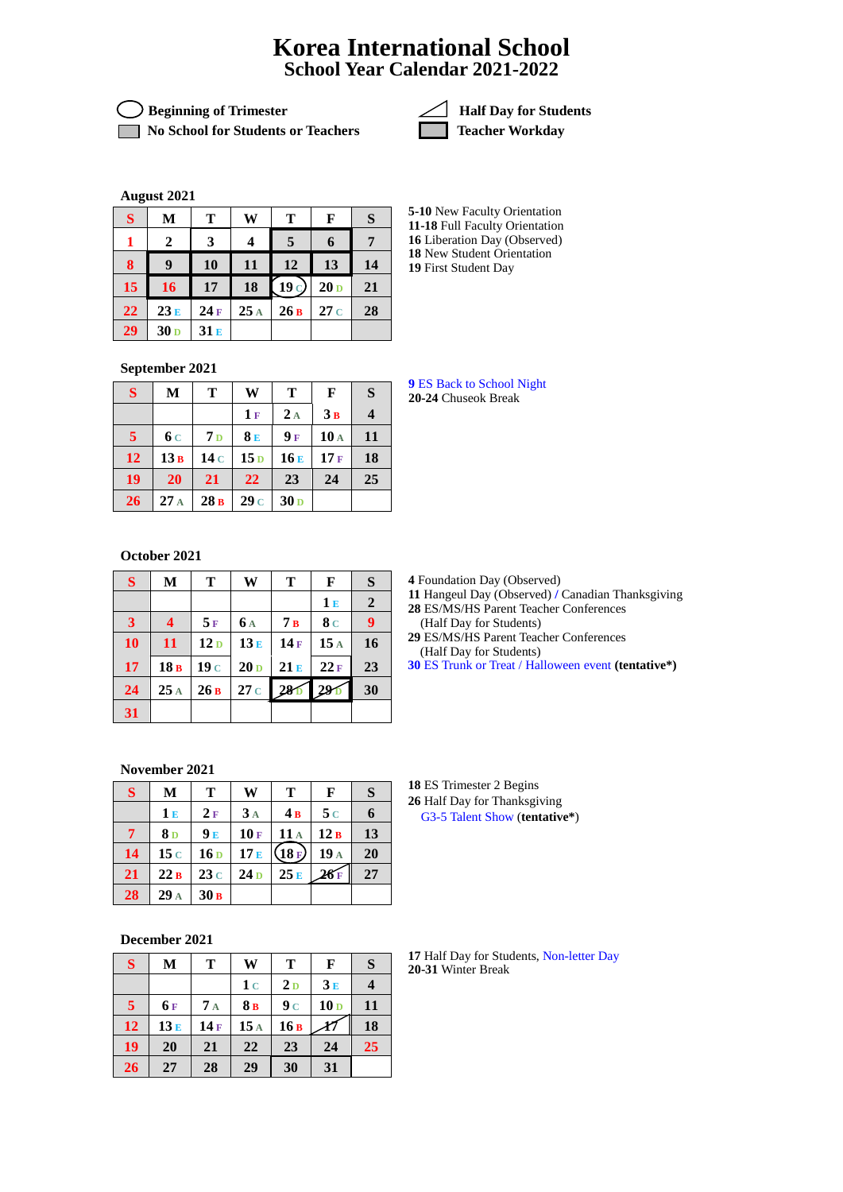# Korea International School

## School Year Calendar 2021-2022

Beginning of Trimester (circled) | Half Day for Students (diagonal line)
No School for Students or Teachers (shaded) | Teacher Workday (boxed)

### August 2021

| S | M | T | W | T | F | S |
|---|---|---|---|---|---|---|
| 1 | 2 | 3 | 4 | 5 | 6 | 7 |
| 8 | 9 | 10 | 11 | 12 | 13 | 14 |
| 15 | 16 | 17 | 18 | 19 C | 20 D | 21 |
| 22 | 23 E | 24 F | 25 A | 26 B | 27 C | 28 |
| 29 | 30 D | 31 E | | | | |

**5-10** New Faculty Orientation
**11-18** Full Faculty Orientation
**16** Liberation Day (Observed)
**18** New Student Orientation
**19** First Student Day

### September 2021

| S | M | T | W | T | F | S |
|---|---|---|---|---|---|---|
| | | | 1 F | 2 A | 3 B | 4 |
| 5 | 6 C | 7 D | 8 E | 9 F | 10 A | 11 |
| 12 | 13 B | 14 C | 15 D | 16 E | 17 F | 18 |
| 19 | 20 | 21 | 22 | 23 | 24 | 25 |
| 26 | 27 A | 28 B | 29 C | 30 D | | |

**9** ES Back to School Night
**20-24** Chuseok Break

### October 2021

| S | M | T | W | T | F | S |
|---|---|---|---|---|---|---|
| | | | | | 1 E | 2 |
| 3 | 4 | 5 F | 6 A | 7 B | 8 C | 9 |
| 10 | 11 | 12 D | 13 E | 14 F | 15 A | 16 |
| 17 | 18 B | 19 C | 20 D | 21 E | 22 F | 23 |
| 24 | 25 A | 26 B | 27 C | 28 D | 29 D | 30 |
| 31 | | | | | | |

**4** Foundation Day (Observed)
**11** Hangeul Day (Observed) / Canadian Thanksgiving
**28** ES/MS/HS Parent Teacher Conferences (Half Day for Students)
**29** ES/MS/HS Parent Teacher Conferences (Half Day for Students)
**30** ES Trunk or Treat / Halloween event **(tentative*)**

### November 2021

| S | M | T | W | T | F | S |
|---|---|---|---|---|---|---|
| | 1 E | 2 F | 3 A | 4 B | 5 C | 6 |
| 7 | 8 D | 9 E | 10 F | 11 A | 12 B | 13 |
| 14 | 15 C | 16 D | 17 E | 18 F | 19 A | 20 |
| 21 | 22 B | 23 C | 24 D | 25 E | 26 F | 27 |
| 28 | 29 A | 30 B | | | | |

**18** ES Trimester 2 Begins
**26** Half Day for Thanksgiving
G3-5 Talent Show **(tentative*)**

### December 2021

| S | M | T | W | T | F | S |
|---|---|---|---|---|---|---|
| | | | 1 C | 2 D | 3 E | 4 |
| 5 | 6 F | 7 A | 8 B | 9 C | 10 D | 11 |
| 12 | 13 E | 14 F | 15 A | 16 B | 17 | 18 |
| 19 | 20 | 21 | 22 | 23 | 24 | 25 |
| 26 | 27 | 28 | 29 | 30 | 31 | |

**17** Half Day for Students, Non-letter Day
**20-31** Winter Break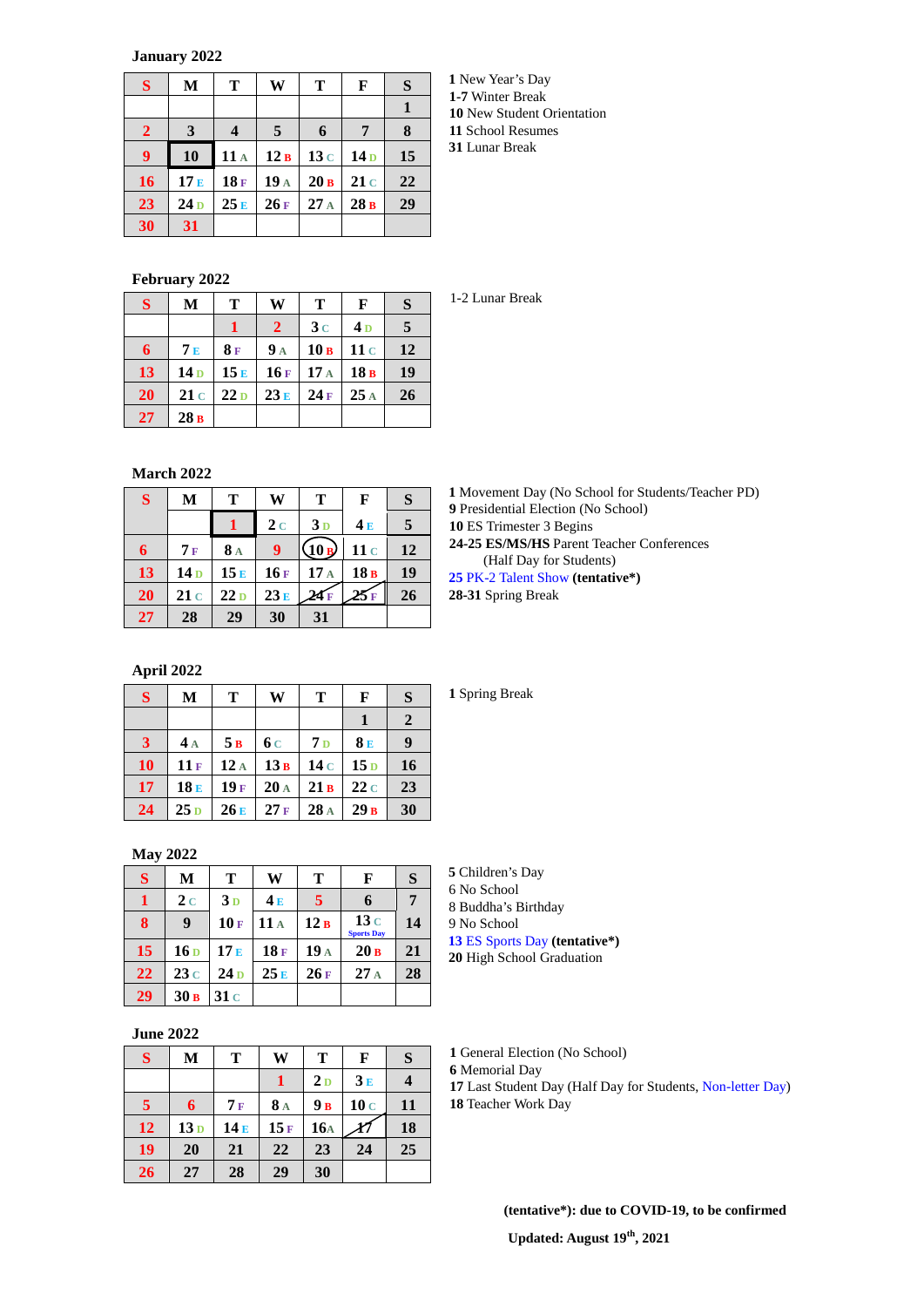### January 2022

| S | M | T | W | T | F | S |
|---|---|---|---|---|---|---|
| | | | | | | 1 |
| 2 | 3 | 4 | 5 | 6 | 7 | 8 |
| 9 | 10 | 11 A | 12 B | 13 C | 14 D | 15 |
| 16 | 17 E | 18 F | 19 A | 20 B | 21 C | 22 |
| 23 | 24 D | 25 E | 26 F | 27 A | 28 B | 29 |
| 30 | 31 | | | | | |

**1** New Year's Day
**1-7** Winter Break
**10** New Student Orientation
**11** School Resumes
**31** Lunar Break

### February 2022

| S | M | T | W | T | F | S |
|---|---|---|---|---|---|---|
| | | 1 | 2 | 3 C | 4 D | 5 |
| 6 | 7 E | 8 F | 9 A | 10 B | 11 C | 12 |
| 13 | 14 D | 15 E | 16 F | 17 A | 18 B | 19 |
| 20 | 21 C | 22 D | 23 E | 24 F | 25 A | 26 |
| 27 | 28 B | | | | | |

1-2 Lunar Break

### March 2022

| S | M | T | W | T | F | S |
|---|---|---|---|---|---|---|
| | | 1 | 2 C | 3 D | 4 E | 5 |
| 6 | 7 F | 8 A | 9 | 10 B | 11 C | 12 |
| 13 | 14 D | 15 E | 16 F | 17 A | 18 B | 19 |
| 20 | 21 C | 22 D | 23 E | 24 F | 25 F | 26 |
| 27 | 28 | 29 | 30 | 31 | | |

**1** Movement Day (No School for Students/Teacher PD)
**9** Presidential Election (No School)
**10** ES Trimester 3 Begins
**24-25 ES/MS/HS** Parent Teacher Conferences
(Half Day for Students)
25 PK-2 Talent Show **(tentative*)**
**28-31** Spring Break

### April 2022

| S | M | T | W | T | F | S |
|---|---|---|---|---|---|---|
| | | | | | 1 | 2 |
| 3 | 4 A | 5 B | 6 C | 7 D | 8 E | 9 |
| 10 | 11 F | 12 A | 13 B | 14 C | 15 D | 16 |
| 17 | 18 E | 19 F | 20 A | 21 B | 22 C | 23 |
| 24 | 25 D | 26 E | 27 F | 28 A | 29 B | 30 |

**1** Spring Break

### May 2022

| S | M | T | W | T | F | S |
|---|---|---|---|---|---|---|
| 1 | 2 C | 3 D | 4 E | 5 | 6 | 7 |
| 8 | 9 | 10 F | 11 A | 12 B | 13 C Sports Day | 14 |
| 15 | 16 D | 17 E | 18 F | 19 A | 20 B | 21 |
| 22 | 23 C | 24 D | 25 E | 26 F | 27 A | 28 |
| 29 | 30 B | 31 C | | | | |

**5** Children's Day
6 No School
**8** Buddha's Birthday
9 No School
13 ES Sports Day **(tentative*)**
**20** High School Graduation

### June 2022

| S | M | T | W | T | F | S |
|---|---|---|---|---|---|---|
| | | | 1 | 2 D | 3 E | 4 |
| 5 | 6 | 7 F | 8 A | 9 B | 10 C | 11 |
| 12 | 13 D | 14 E | 15 F | 16 A | 17 | 18 |
| 19 | 20 | 21 | 22 | 23 | 24 | 25 |
| 26 | 27 | 28 | 29 | 30 | | |

**1** General Election (No School)
**6** Memorial Day
**17** Last Student Day (Half Day for Students, Non-letter Day)
**18** Teacher Work Day

**(tentative*): due to COVID-19, to be confirmed**

**Updated: August 19th, 2021**